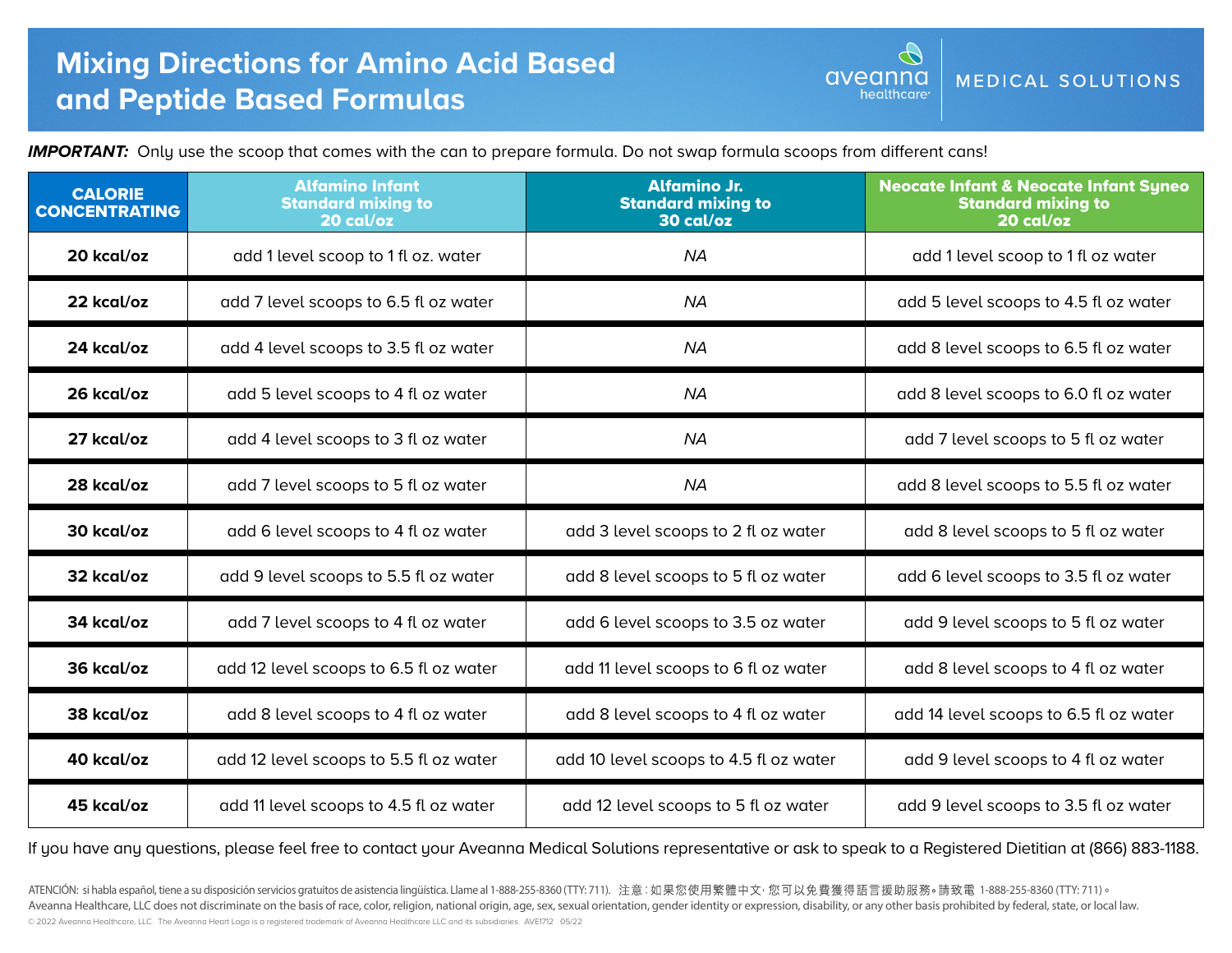# Mixing Directions for Amino Acid Based and Peptide Based Formulas

aveanna healthcare | MEDICAL SOLUTIONS

***IMPORTANT:*** Only use the scoop that comes with the can to prepare formula. Do not swap formula scoops from different cans!

| CALORIE CONCENTRATING | Alfamino Infant Standard mixing to 20 cal/oz | Alfamino Jr. Standard mixing to 30 cal/oz | Neocate Infant & Neocate Infant Syneo Standard mixing to 20 cal/oz |
|---|---|---|---|
| **20 kcal/oz** | add 1 level scoop to 1 fl oz. water | *NA* | add 1 level scoop to 1 fl oz water |
| **22 kcal/oz** | add 7 level scoops to 6.5 fl oz water | *NA* | add 5 level scoops to 4.5 fl oz water |
| **24 kcal/oz** | add 4 level scoops to 3.5 fl oz water | *NA* | add 8 level scoops to 6.5 fl oz water |
| **26 kcal/oz** | add 5 level scoops to 4 fl oz water | *NA* | add 8 level scoops to 6.0 fl oz water |
| **27 kcal/oz** | add 4 level scoops to 3 fl oz water | *NA* | add 7 level scoops to 5 fl oz water |
| **28 kcal/oz** | add 7 level scoops to 5 fl oz water | *NA* | add 8 level scoops to 5.5 fl oz water |
| **30 kcal/oz** | add 6 level scoops to 4 fl oz water | add 3 level scoops to 2 fl oz water | add 8 level scoops to 5 fl oz water |
| **32 kcal/oz** | add 9 level scoops to 5.5 fl oz water | add 8 level scoops to 5 fl oz water | add 6 level scoops to 3.5 fl oz water |
| **34 kcal/oz** | add 7 level scoops to 4 fl oz water | add 6 level scoops to 3.5 oz water | add 9 level scoops to 5 fl oz water |
| **36 kcal/oz** | add 12 level scoops to 6.5 fl oz water | add 11 level scoops to 6 fl oz water | add 8 level scoops to 4 fl oz water |
| **38 kcal/oz** | add 8 level scoops to 4 fl oz water | add 8 level scoops to 4 fl oz water | add 14 level scoops to 6.5 fl oz water |
| **40 kcal/oz** | add 12 level scoops to 5.5 fl oz water | add 10 level scoops to 4.5 fl oz water | add 9 level scoops to 4 fl oz water |
| **45 kcal/oz** | add 11 level scoops to 4.5 fl oz water | add 12 level scoops to 5 fl oz water | add 9 level scoops to 3.5 fl oz water |

If you have any questions, please feel free to contact your Aveanna Medical Solutions representative or ask to speak to a Registered Dietitian at (866) 883-1188.

ATENCIÓN: si habla español, tiene a su disposición servicios gratuitos de asistencia lingüística. Llame al 1-888-255-8360 (TTY: 711). 注意：如果您使用繁體中文，您可以免費獲得語言援助服務。請致電 1-888-255-8360 (TTY: 711)。
Aveanna Healthcare, LLC does not discriminate on the basis of race, color, religion, national origin, age, sex, sexual orientation, gender identity or expression, disability, or any other basis prohibited by federal, state, or local law.
© 2022 Aveanna Healthcare, LLC. The Aveanna Heart Logo is a registered trademark of Aveanna Healthcare LLC and its subsidiaries. AVE1712 05/22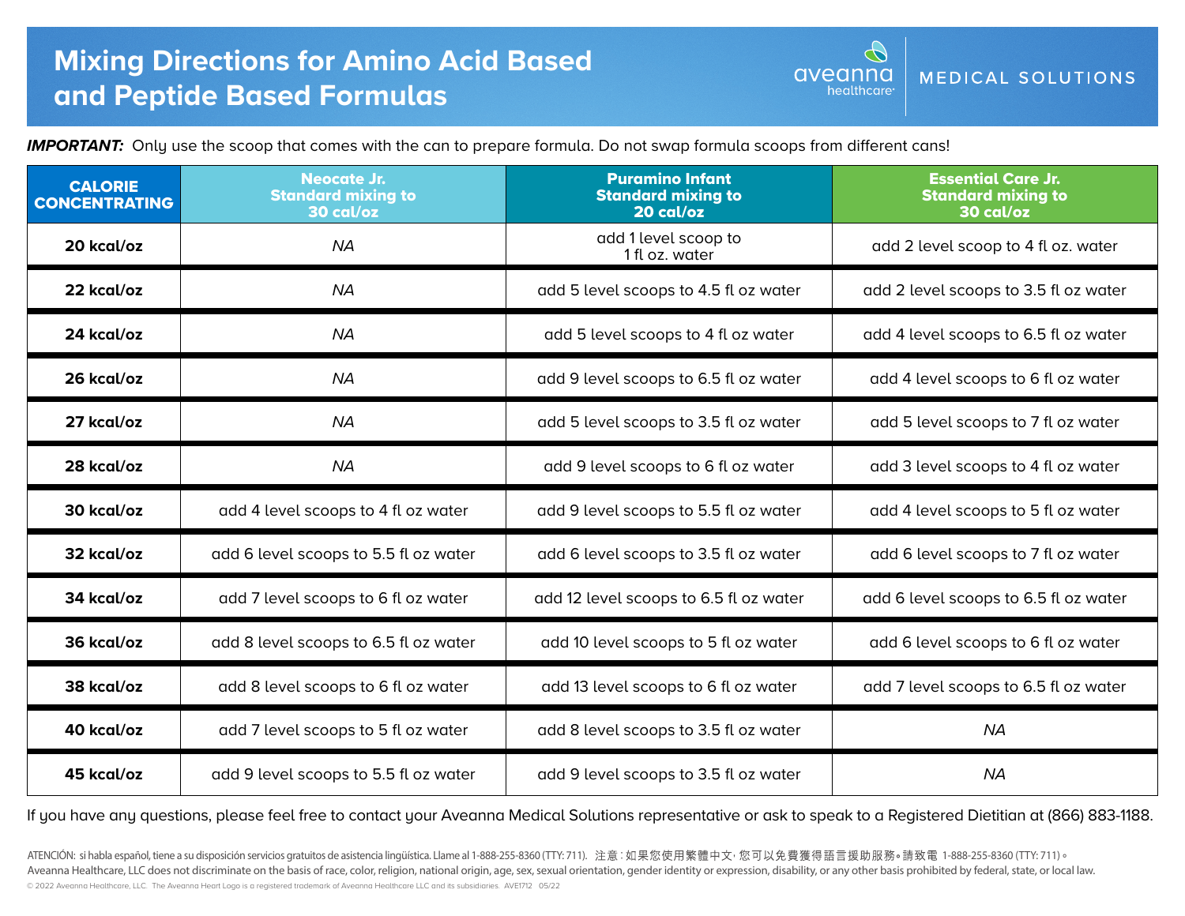# Mixing Directions for Amino Acid Based and Peptide Based Formulas

aveanna healthcare | MEDICAL SOLUTIONS

***IMPORTANT:*** Only use the scoop that comes with the can to prepare formula. Do not swap formula scoops from different cans!

| CALORIE CONCENTRATING | Neocate Jr. Standard mixing to 30 cal/oz | Puramino Infant Standard mixing to 20 cal/oz | Essential Care Jr. Standard mixing to 30 cal/oz |
|---|---|---|---|
| 20 kcal/oz | NA | add 1 level scoop to 1 fl oz. water | add 2 level scoop to 4 fl oz. water |
| 22 kcal/oz | NA | add 5 level scoops to 4.5 fl oz water | add 2 level scoops to 3.5 fl oz water |
| 24 kcal/oz | NA | add 5 level scoops to 4 fl oz water | add 4 level scoops to 6.5 fl oz water |
| 26 kcal/oz | NA | add 9 level scoops to 6.5 fl oz water | add 4 level scoops to 6 fl oz water |
| 27 kcal/oz | NA | add 5 level scoops to 3.5 fl oz water | add 5 level scoops to 7 fl oz water |
| 28 kcal/oz | NA | add 9 level scoops to 6 fl oz water | add 3 level scoops to 4 fl oz water |
| 30 kcal/oz | add 4 level scoops to 4 fl oz water | add 9 level scoops to 5.5 fl oz water | add 4 level scoops to 5 fl oz water |
| 32 kcal/oz | add 6 level scoops to 5.5 fl oz water | add 6 level scoops to 3.5 fl oz water | add 6 level scoops to 7 fl oz water |
| 34 kcal/oz | add 7 level scoops to 6 fl oz water | add 12 level scoops to 6.5 fl oz water | add 6 level scoops to 6.5 fl oz water |
| 36 kcal/oz | add 8 level scoops to 6.5 fl oz water | add 10 level scoops to 5 fl oz water | add 6 level scoops to 6 fl oz water |
| 38 kcal/oz | add 8 level scoops to 6 fl oz water | add 13 level scoops to 6 fl oz water | add 7 level scoops to 6.5 fl oz water |
| 40 kcal/oz | add 7 level scoops to 5 fl oz water | add 8 level scoops to 3.5 fl oz water | NA |
| 45 kcal/oz | add 9 level scoops to 5.5 fl oz water | add 9 level scoops to 3.5 fl oz water | NA |

If you have any questions, please feel free to contact your Aveanna Medical Solutions representative or ask to speak to a Registered Dietitian at (866) 883-1188.

ATENCIÓN: si habla español, tiene a su disposición servicios gratuitos de asistencia lingüística. Llame al 1-888-255-8360 (TTY: 711). 注意：如果您使用繁體中文，您可以免費獲得語言援助服務。請致電 1-888-255-8360 (TTY: 711)。
Aveanna Healthcare, LLC does not discriminate on the basis of race, color, religion, national origin, age, sex, sexual orientation, gender identity or expression, disability, or any other basis prohibited by federal, state, or local law.
© 2022 Aveanna Healthcare, LLC. The Aveanna Heart Logo is a registered trademark of Aveanna Healthcare LLC and its subsidiaries. AVE1712 05/22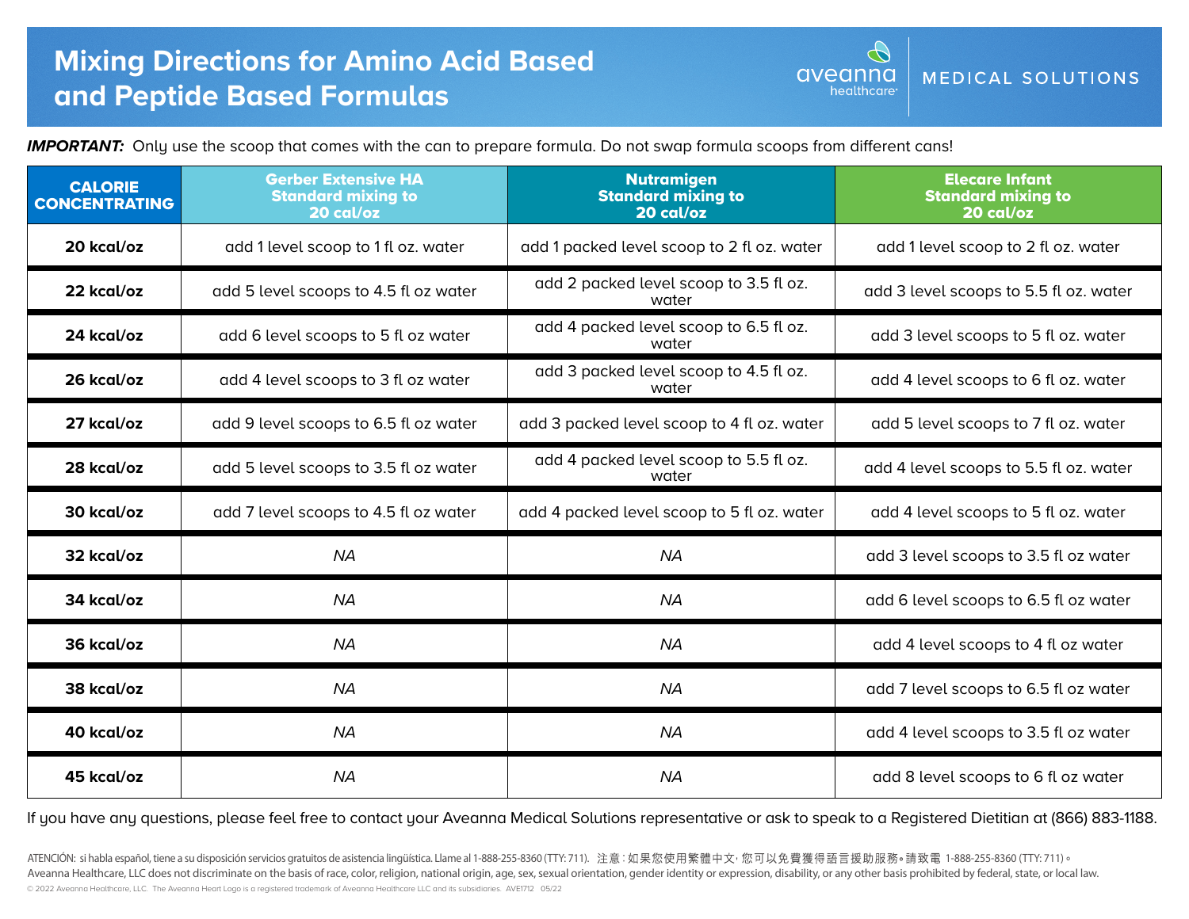# Mixing Directions for Amino Acid Based and Peptide Based Formulas

aveanna healthcare | MEDICAL SOLUTIONS

***IMPORTANT:*** Only use the scoop that comes with the can to prepare formula. Do not swap formula scoops from different cans!

| CALORIE CONCENTRATING | Gerber Extensive HA Standard mixing to 20 cal/oz | Nutramigen Standard mixing to 20 cal/oz | Elecare Infant Standard mixing to 20 cal/oz |
|---|---|---|---|
| **20 kcal/oz** | add 1 level scoop to 1 fl oz. water | add 1 packed level scoop to 2 fl oz. water | add 1 level scoop to 2 fl oz. water |
| **22 kcal/oz** | add 5 level scoops to 4.5 fl oz water | add 2 packed level scoop to 3.5 fl oz. water | add 3 level scoops to 5.5 fl oz. water |
| **24 kcal/oz** | add 6 level scoops to 5 fl oz water | add 4 packed level scoop to 6.5 fl oz. water | add 3 level scoops to 5 fl oz. water |
| **26 kcal/oz** | add 4 level scoops to 3 fl oz water | add 3 packed level scoop to 4.5 fl oz. water | add 4 level scoops to 6 fl oz. water |
| **27 kcal/oz** | add 9 level scoops to 6.5 fl oz water | add 3 packed level scoop to 4 fl oz. water | add 5 level scoops to 7 fl oz. water |
| **28 kcal/oz** | add 5 level scoops to 3.5 fl oz water | add 4 packed level scoop to 5.5 fl oz. water | add 4 level scoops to 5.5 fl oz. water |
| **30 kcal/oz** | add 7 level scoops to 4.5 fl oz water | add 4 packed level scoop to 5 fl oz. water | add 4 level scoops to 5 fl oz. water |
| **32 kcal/oz** | *NA* | *NA* | add 3 level scoops to 3.5 fl oz water |
| **34 kcal/oz** | *NA* | *NA* | add 6 level scoops to 6.5 fl oz water |
| **36 kcal/oz** | *NA* | *NA* | add 4 level scoops to 4 fl oz water |
| **38 kcal/oz** | *NA* | *NA* | add 7 level scoops to 6.5 fl oz water |
| **40 kcal/oz** | *NA* | *NA* | add 4 level scoops to 3.5 fl oz water |
| **45 kcal/oz** | *NA* | *NA* | add 8 level scoops to 6 fl oz water |

If you have any questions, please feel free to contact your Aveanna Medical Solutions representative or ask to speak to a Registered Dietitian at (866) 883-1188.

ATENCIÓN: si habla español, tiene a su disposición servicios gratuitos de asistencia lingüística. Llame al 1-888-255-8360 (TTY: 711). 注意：如果您使用繁體中文，您可以免費獲得語言援助服務。請致電 1-888-255-8360 (TTY: 711)。
Aveanna Healthcare, LLC does not discriminate on the basis of race, color, religion, national origin, age, sex, sexual orientation, gender identity or expression, disability, or any other basis prohibited by federal, state, or local law.

© 2022 Aveanna Healthcare, LLC. The Aveanna Heart Logo is a registered trademark of Aveanna Healthcare LLC and its subsidiaries. AVE1712 05/22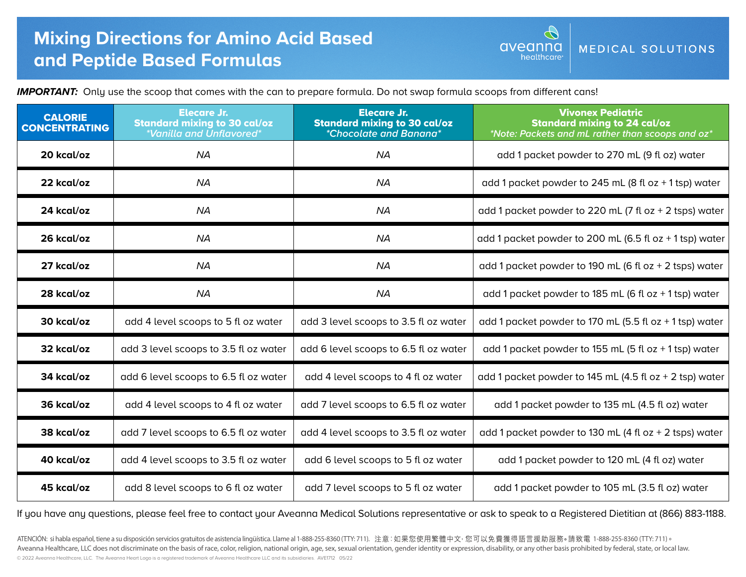# Mixing Directions for Amino Acid Based and Peptide Based Formulas

aveanna healthcare | MEDICAL SOLUTIONS

***IMPORTANT:*** Only use the scoop that comes with the can to prepare formula. Do not swap formula scoops from different cans!

| CALORIE CONCENTRATING | Elecare Jr. Standard mixing to 30 cal/oz *Vanilla and Unflavored* | Elecare Jr. Standard mixing to 30 cal/oz *Chocolate and Banana* | Vivonex Pediatric Standard mixing to 24 cal/oz *Note: Packets and mL rather than scoops and oz* |
|---|---|---|---|
| **20 kcal/oz** | NA | NA | add 1 packet powder to 270 mL (9 fl oz) water |
| **22 kcal/oz** | NA | NA | add 1 packet powder to 245 mL (8 fl oz + 1 tsp) water |
| **24 kcal/oz** | NA | NA | add 1 packet powder to 220 mL (7 fl oz + 2 tsps) water |
| **26 kcal/oz** | NA | NA | add 1 packet powder to 200 mL (6.5 fl oz + 1 tsp) water |
| **27 kcal/oz** | NA | NA | add 1 packet powder to 190 mL (6 fl oz + 2 tsps) water |
| **28 kcal/oz** | NA | NA | add 1 packet powder to 185 mL (6 fl oz + 1 tsp) water |
| **30 kcal/oz** | add 4 level scoops to 5 fl oz water | add 3 level scoops to 3.5 fl oz water | add 1 packet powder to 170 mL (5.5 fl oz + 1 tsp) water |
| **32 kcal/oz** | add 3 level scoops to 3.5 fl oz water | add 6 level scoops to 6.5 fl oz water | add 1 packet powder to 155 mL (5 fl oz + 1 tsp) water |
| **34 kcal/oz** | add 6 level scoops to 6.5 fl oz water | add 4 level scoops to 4 fl oz water | add 1 packet powder to 145 mL (4.5 fl oz + 2 tsp) water |
| **36 kcal/oz** | add 4 level scoops to 4 fl oz water | add 7 level scoops to 6.5 fl oz water | add 1 packet powder to 135 mL (4.5 fl oz) water |
| **38 kcal/oz** | add 7 level scoops to 6.5 fl oz water | add 4 level scoops to 3.5 fl oz water | add 1 packet powder to 130 mL (4 fl oz + 2 tsps) water |
| **40 kcal/oz** | add 4 level scoops to 3.5 fl oz water | add 6 level scoops to 5 fl oz water | add 1 packet powder to 120 mL (4 fl oz) water |
| **45 kcal/oz** | add 8 level scoops to 6 fl oz water | add 7 level scoops to 5 fl oz water | add 1 packet powder to 105 mL (3.5 fl oz) water |

If you have any questions, please feel free to contact your Aveanna Medical Solutions representative or ask to speak to a Registered Dietitian at (866) 883-1188.

ATENCIÓN: si habla español, tiene a su disposición servicios gratuitos de asistencia lingüística. Llame al 1-888-255-8360 (TTY: 711). 注意：如果您使用繁體中文，您可以免費獲得語言援助服務。請致電 1-888-255-8360 (TTY: 711)。
Aveanna Healthcare, LLC does not discriminate on the basis of race, color, religion, national origin, age, sex, sexual orientation, gender identity or expression, disability, or any other basis prohibited by federal, state, or local law.
© 2022 Aveanna Healthcare, LLC. The Aveanna Heart Logo is a registered trademark of Aveanna Healthcare LLC and its subsidiaries. AVE1712 05/22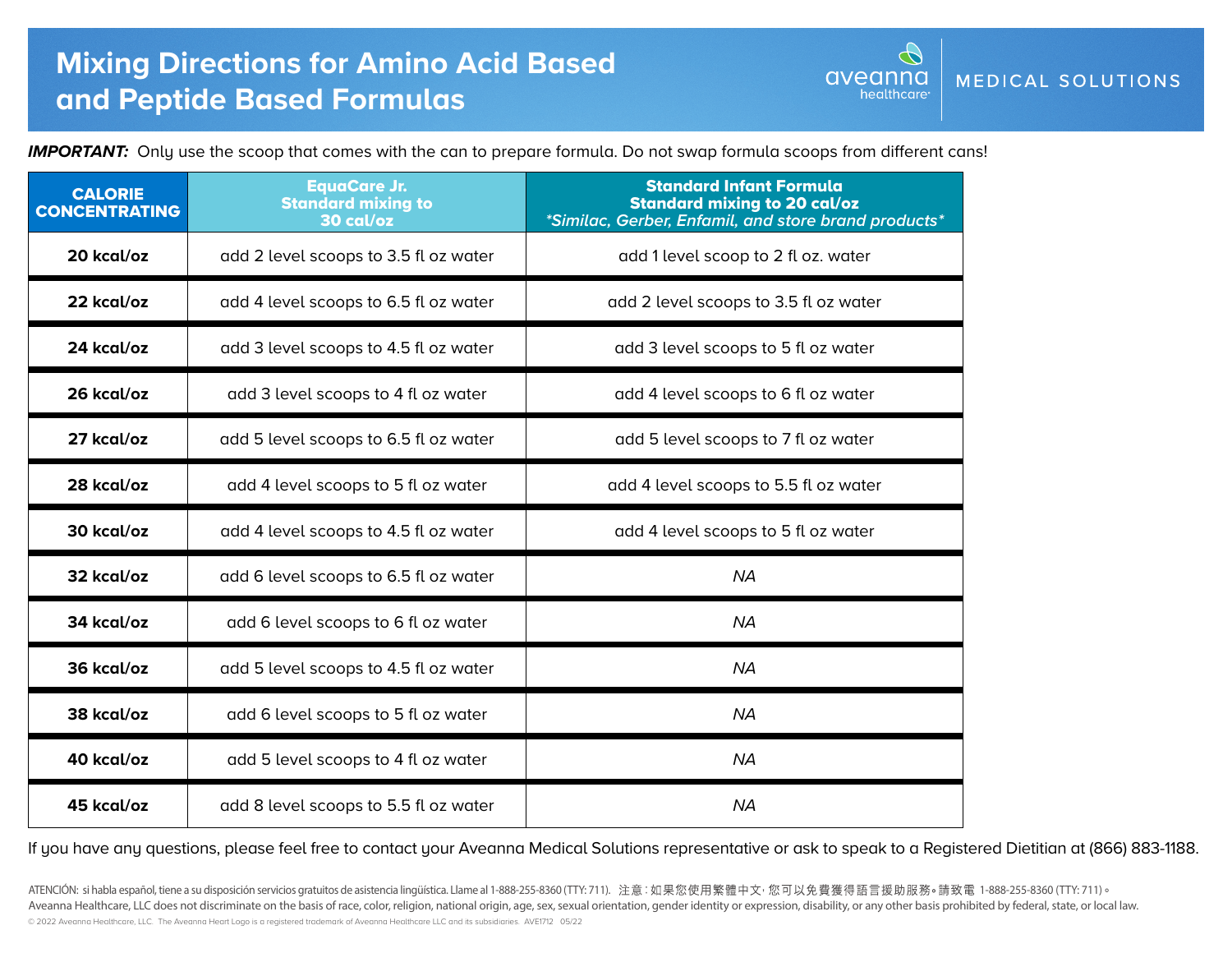# Mixing Directions for Amino Acid Based and Peptide Based Formulas

aveanna healthcare | MEDICAL SOLUTIONS

***IMPORTANT:*** Only use the scoop that comes with the can to prepare formula. Do not swap formula scoops from different cans!

| CALORIE CONCENTRATING | EquaCare Jr. Standard mixing to 30 cal/oz | Standard Infant Formula Standard mixing to 20 cal/oz *\*Similac, Gerber, Enfamil, and store brand products\** |
|---|---|---|
| **20 kcal/oz** | add 2 level scoops to 3.5 fl oz water | add 1 level scoop to 2 fl oz. water |
| **22 kcal/oz** | add 4 level scoops to 6.5 fl oz water | add 2 level scoops to 3.5 fl oz water |
| **24 kcal/oz** | add 3 level scoops to 4.5 fl oz water | add 3 level scoops to 5 fl oz water |
| **26 kcal/oz** | add 3 level scoops to 4 fl oz water | add 4 level scoops to 6 fl oz water |
| **27 kcal/oz** | add 5 level scoops to 6.5 fl oz water | add 5 level scoops to 7 fl oz water |
| **28 kcal/oz** | add 4 level scoops to 5 fl oz water | add 4 level scoops to 5.5 fl oz water |
| **30 kcal/oz** | add 4 level scoops to 4.5 fl oz water | add 4 level scoops to 5 fl oz water |
| **32 kcal/oz** | add 6 level scoops to 6.5 fl oz water | *NA* |
| **34 kcal/oz** | add 6 level scoops to 6 fl oz water | *NA* |
| **36 kcal/oz** | add 5 level scoops to 4.5 fl oz water | *NA* |
| **38 kcal/oz** | add 6 level scoops to 5 fl oz water | *NA* |
| **40 kcal/oz** | add 5 level scoops to 4 fl oz water | *NA* |
| **45 kcal/oz** | add 8 level scoops to 5.5 fl oz water | *NA* |

If you have any questions, please feel free to contact your Aveanna Medical Solutions representative or ask to speak to a Registered Dietitian at (866) 883-1188.

ATENCIÓN: si habla español, tiene a su disposición servicios gratuitos de asistencia lingüística. Llame al 1-888-255-8360 (TTY: 711). 注意：如果您使用繁體中文，您可以免費獲得語言援助服務。請致電 1-888-255-8360 (TTY: 711)。
Aveanna Healthcare, LLC does not discriminate on the basis of race, color, religion, national origin, age, sex, sexual orientation, gender identity or expression, disability, or any other basis prohibited by federal, state, or local law.
© 2022 Aveanna Healthcare, LLC. The Aveanna Heart Logo is a registered trademark of Aveanna Healthcare LLC and its subsidiaries. AVE1712 05/22